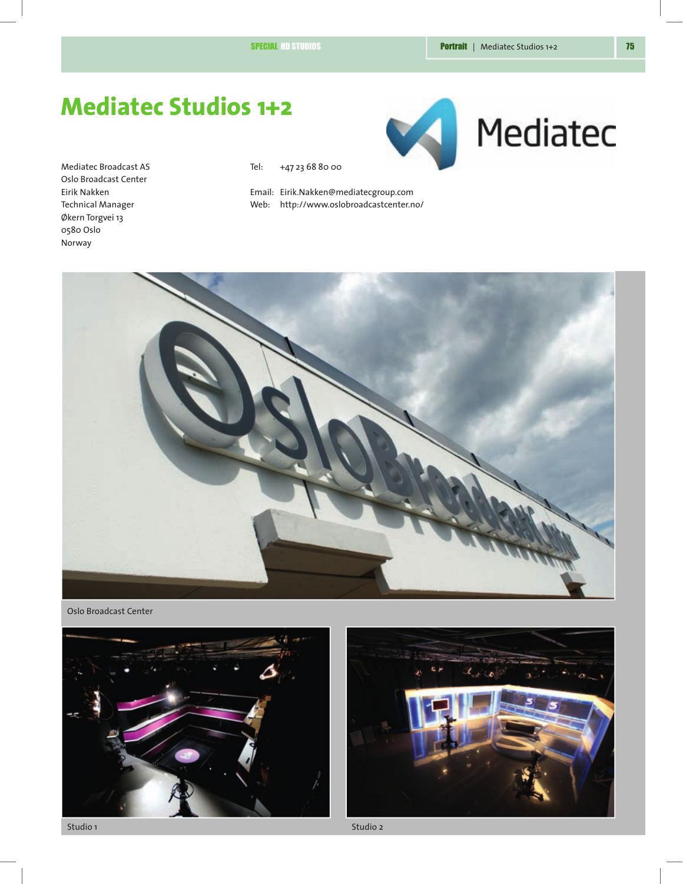# Mediatec Studios 1+2

Mediatec Broadcast AS
Oslo Broadcast Center
Eirik Nakken
Technical Manager
Økern Torgvei 13
0580 Oslo
Norway

Tel: +47 23 68 80 00

Email: Eirik.Nakken@mediatecgroup.com
Web: http://www.oslobroadcastcenter.no/

Oslo Broadcast Center

Studio 1

Studio 2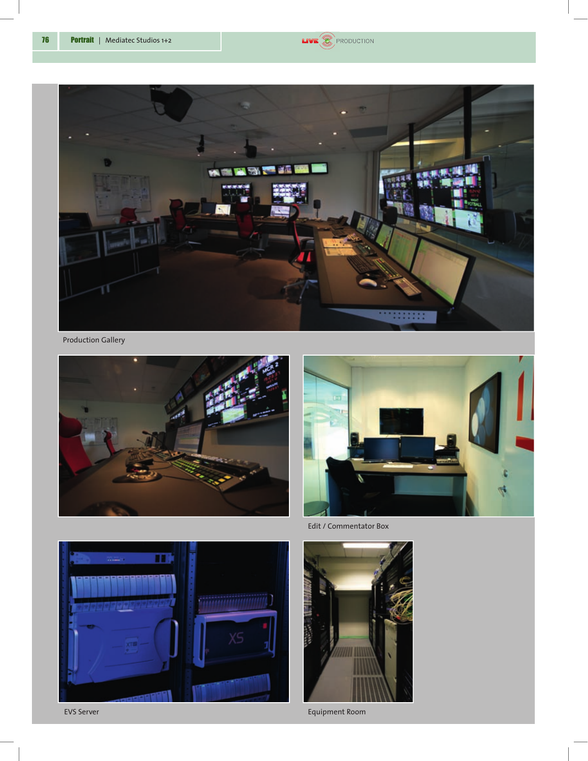Production Gallery

Edit / Commentator Box

EVS Server

Equipment Room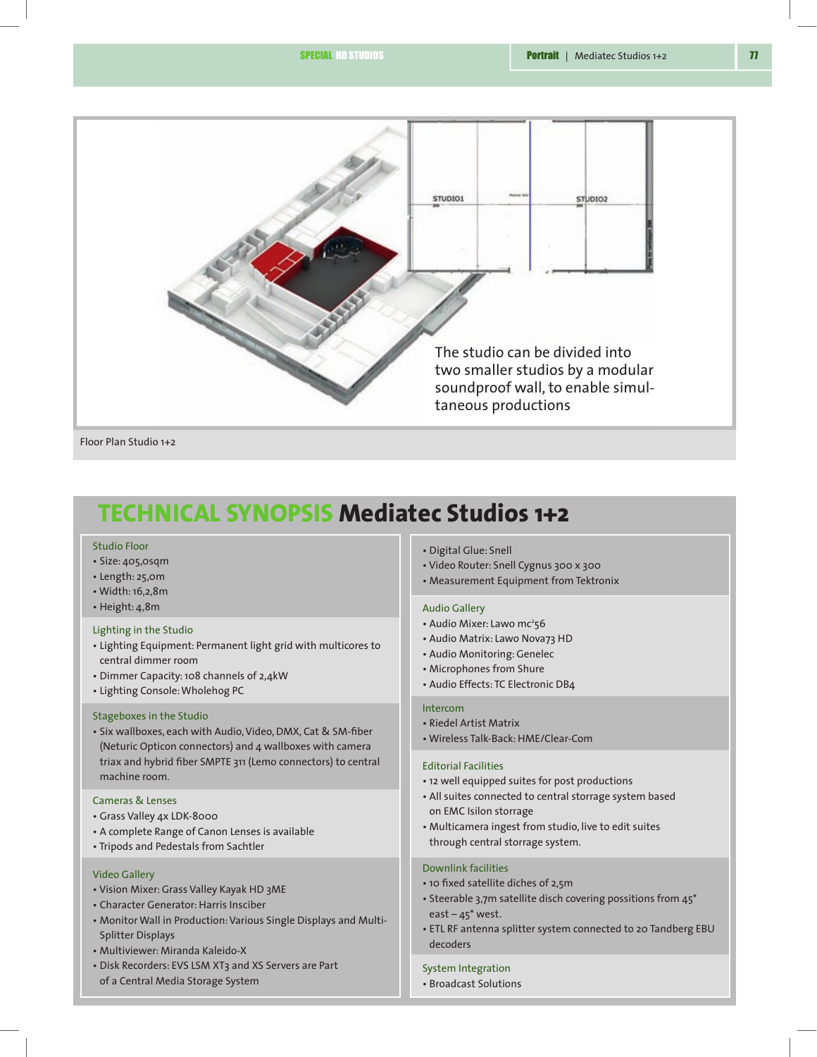The studio can be divided into two smaller studios by a modular soundproof wall, to enable simultaneous productions

Floor Plan Studio 1+2

## TECHNICAL SYNOPSIS Mediatec Studios 1+2

### Studio Floor
- Size: 405,0sqm
- Length: 25,0m
- Width: 16,2,8m
- Height: 4,8m

### Lighting in the Studio
- Lighting Equipment: Permanent light grid with multicores to central dimmer room
- Dimmer Capacity: 108 channels of 2,4kW
- Lighting Console: Wholehog PC

### Stageboxes in the Studio
- Six wallboxes, each with Audio, Video, DMX, Cat & SM-fiber (Neturic Opticon connectors) and 4 wallboxes with camera triax and hybrid fiber SMPTE 311 (Lemo connectors) to central machine room.

### Cameras & Lenses
- Grass Valley 4x LDK-8000
- A complete Range of Canon Lenses is available
- Tripods and Pedestals from Sachtler

### Video Gallery
- Vision Mixer: Grass Valley Kayak HD 3ME
- Character Generator: Harris Inscriber
- Monitor Wall in Production: Various Single Displays and Multi-Splitter Displays
- Multiviewer: Miranda Kaleido-X
- Disk Recorders: EVS LSM XT3 and XS Servers are Part of a Central Media Storage System
- Digital Glue: Snell
- Video Router: Snell Cygnus 300 x 300
- Measurement Equipment from Tektronix

### Audio Gallery
- Audio Mixer: Lawo mc²56
- Audio Matrix: Lawo Nova73 HD
- Audio Monitoring: Genelec
- Microphones from Shure
- Audio Effects: TC Electronic DB4

### Intercom
- Riedel Artist Matrix
- Wireless Talk-Back: HME/Clear-Com

### Editorial Facilities
- 12 well equipped suites for post productions
- All suites connected to central storage system based on EMC Isilon storage
- Multicamera ingest from studio, live to edit suites through central storage system.

### Downlink facilities
- 10 fixed satellite diches of 2,5m
- Steerable 3,7m satellite disch covering possitions from 45° east – 45° west.
- ETL RF antenna splitter system connected to 20 Tandberg EBU decoders

### System Integration
- Broadcast Solutions